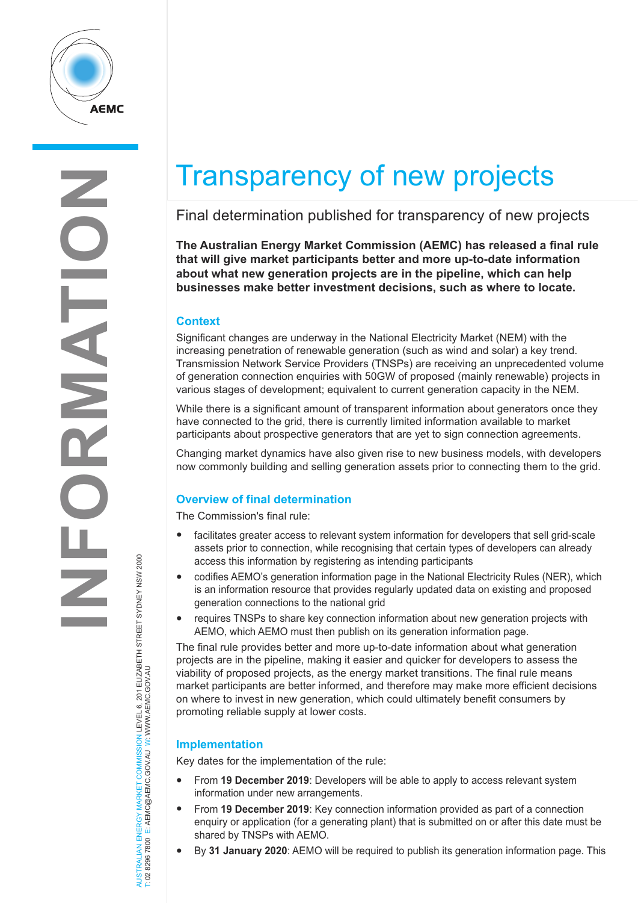# Transparency of new projects

## Final determination published for transparency of new projects

**The Australian Energy Market Commission (AEMC) has released a final rule that will give market participants better and more up-to-date information about what new generation projects are in the pipeline, which can help businesses make better investment decisions, such as where to locate.**

### Context

Significant changes are underway in the National Electricity Market (NEM) with the increasing penetration of renewable generation (such as wind and solar) a key trend. Transmission Network Service Providers (TNSPs) are receiving an unprecedented volume of generation connection enquiries with 50GW of proposed (mainly renewable) projects in various stages of development; equivalent to current generation capacity in the NEM.

While there is a significant amount of transparent information about generators once they have connected to the grid, there is currently limited information available to market participants about prospective generators that are yet to sign connection agreements.

Changing market dynamics have also given rise to new business models, with developers now commonly building and selling generation assets prior to connecting them to the grid.

### Overview of final determination

The Commission's final rule:

- facilitates greater access to relevant system information for developers that sell grid-scale assets prior to connection, while recognising that certain types of developers can already access this information by registering as intending participants
- codifies AEMO's generation information page in the National Electricity Rules (NER), which is an information resource that provides regularly updated data on existing and proposed generation connections to the national grid
- requires TNSPs to share key connection information about new generation projects with AEMO, which AEMO must then publish on its generation information page.

The final rule provides better and more up-to-date information about what generation projects are in the pipeline, making it easier and quicker for developers to assess the viability of proposed projects, as the energy market transitions. The final rule means market participants are better informed, and therefore may make more efficient decisions on where to invest in new generation, which could ultimately benefit consumers by promoting reliable supply at lower costs.

### Implementation

Key dates for the implementation of the rule:

- From **19 December 2019**: Developers will be able to apply to access relevant system information under new arrangements.
- From **19 December 2019**: Key connection information provided as part of a connection enquiry or application (for a generating plant) that is submitted on or after this date must be shared by TNSPs with AEMO.
- By **31 January 2020**: AEMO will be required to publish its generation information page. This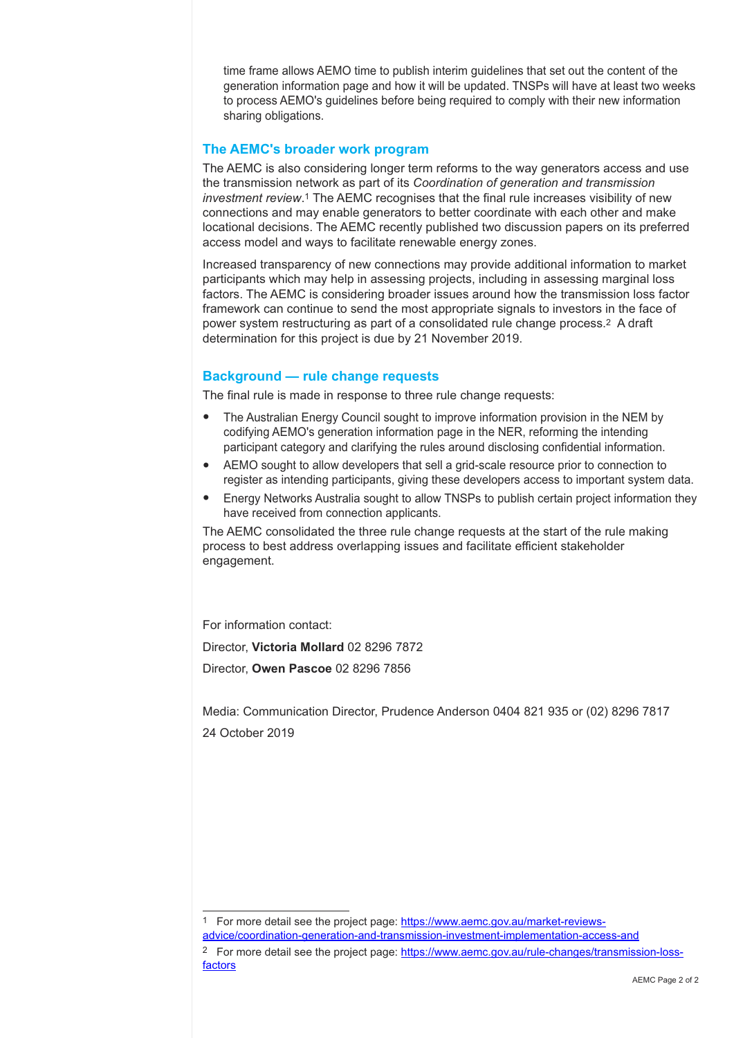time frame allows AEMO time to publish interim guidelines that set out the content of the generation information page and how it will be updated. TNSPs will have at least two weeks to process AEMO's guidelines before being required to comply with their new information sharing obligations.

## The AEMC's broader work program

The AEMC is also considering longer term reforms to the way generators access and use the transmission network as part of its *Coordination of generation and transmission investment review*.[1] The AEMC recognises that the final rule increases visibility of new connections and may enable generators to better coordinate with each other and make locational decisions. The AEMC recently published two discussion papers on its preferred access model and ways to facilitate renewable energy zones.

Increased transparency of new connections may provide additional information to market participants which may help in assessing projects, including in assessing marginal loss factors. The AEMC is considering broader issues around how the transmission loss factor framework can continue to send the most appropriate signals to investors in the face of power system restructuring as part of a consolidated rule change process.[2] A draft determination for this project is due by 21 November 2019.

## Background — rule change requests

The final rule is made in response to three rule change requests:

- The Australian Energy Council sought to improve information provision in the NEM by codifying AEMO's generation information page in the NER, reforming the intending participant category and clarifying the rules around disclosing confidential information.
- AEMO sought to allow developers that sell a grid-scale resource prior to connection to register as intending participants, giving these developers access to important system data.
- Energy Networks Australia sought to allow TNSPs to publish certain project information they have received from connection applicants.

The AEMC consolidated the three rule change requests at the start of the rule making process to best address overlapping issues and facilitate efficient stakeholder engagement.

For information contact:

Director, **Victoria Mollard** 02 8296 7872

Director, **Owen Pascoe** 02 8296 7856

Media: Communication Director, Prudence Anderson 0404 821 935 or (02) 8296 7817

24 October 2019

---

[1] For more detail see the project page: [https://www.aemc.gov.au/market-reviews-advice/coordination-generation-and-transmission-investment-implementation-access-and](https://www.aemc.gov.au/market-reviews-advice/coordination-generation-and-transmission-investment-implementation-access-and)

[2] For more detail see the project page: [https://www.aemc.gov.au/rule-changes/transmission-loss-factors](https://www.aemc.gov.au/rule-changes/transmission-loss-factors)